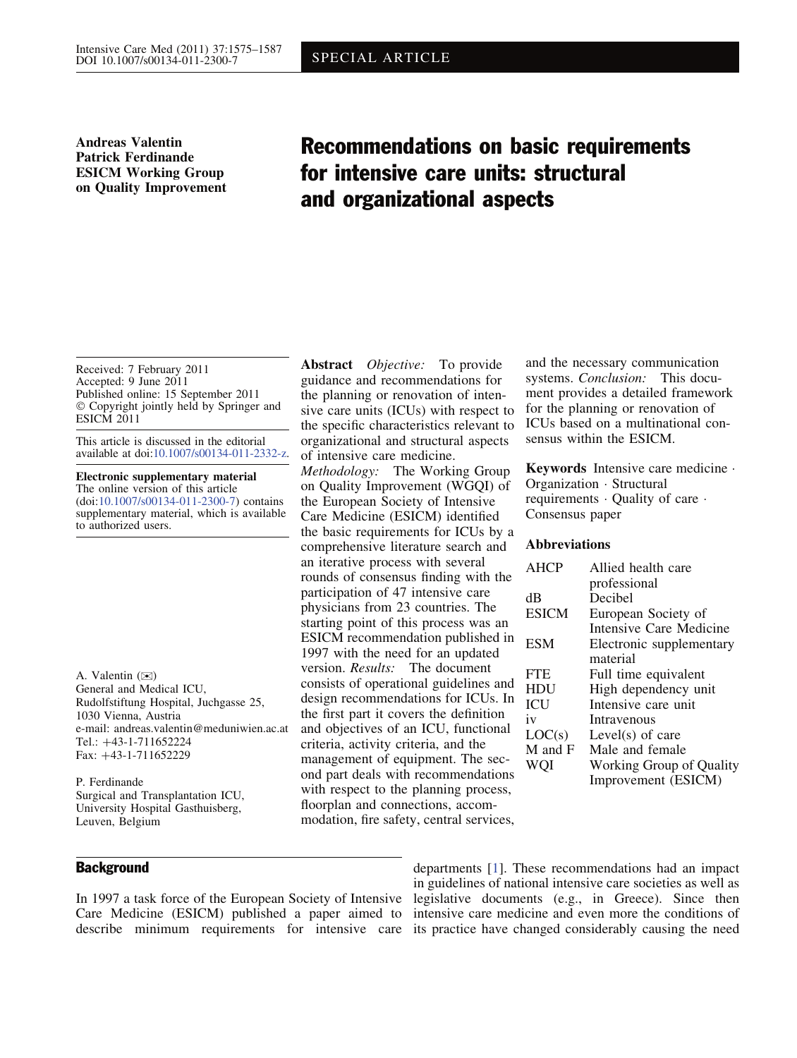Andreas Valentin
Patrick Ferdinande
ESICM Working Group on Quality Improvement

# Recommendations on basic requirements for intensive care units: structural and organizational aspects

Received: 7 February 2011
Accepted: 9 June 2011
Published online: 15 September 2011
© Copyright jointly held by Springer and ESICM 2011

This article is discussed in the editorial available at doi:10.1007/s00134-011-2332-z.

**Electronic supplementary material**
The online version of this article (doi:10.1007/s00134-011-2300-7) contains supplementary material, which is available to authorized users.

A. Valentin (✉)
General and Medical ICU,
Rudolfstiftung Hospital, Juchgasse 25,
1030 Vienna, Austria
e-mail: andreas.valentin@meduniwien.ac.at
Tel.: +43-1-711652224
Fax: +43-1-711652229

P. Ferdinande
Surgical and Transplantation ICU,
University Hospital Gasthuisberg,
Leuven, Belgium

**Abstract** *Objective:* To provide guidance and recommendations for the planning or renovation of intensive care units (ICUs) with respect to the specific characteristics relevant to organizational and structural aspects of intensive care medicine. *Methodology:* The Working Group on Quality Improvement (WGQI) of the European Society of Intensive Care Medicine (ESICM) identified the basic requirements for ICUs by a comprehensive literature search and an iterative process with several rounds of consensus finding with the participation of 47 intensive care physicians from 23 countries. The starting point of this process was an ESICM recommendation published in 1997 with the need for an updated version. *Results:* The document consists of operational guidelines and design recommendations for ICUs. In the first part it covers the definition and objectives of an ICU, functional criteria, activity criteria, and the management of equipment. The second part deals with recommendations with respect to the planning process, floorplan and connections, accommodation, fire safety, central services, and the necessary communication systems. *Conclusion:* This document provides a detailed framework for the planning or renovation of ICUs based on a multinational consensus within the ESICM.

**Keywords** Intensive care medicine · Organization · Structural requirements · Quality of care · Consensus paper

## Abbreviations

| | |
|---|---|
| AHCP | Allied health care professional |
| dB | Decibel |
| ESICM | European Society of Intensive Care Medicine |
| ESM | Electronic supplementary material |
| FTE | Full time equivalent |
| HDU | High dependency unit |
| ICU | Intensive care unit |
| iv | Intravenous |
| LOC(s) | Level(s) of care |
| M and F | Male and female |
| WQI | Working Group of Quality Improvement (ESICM) |

## Background

In 1997 a task force of the European Society of Intensive Care Medicine (ESICM) published a paper aimed to describe minimum requirements for intensive care departments [1]. These recommendations had an impact in guidelines of national intensive care societies as well as legislative documents (e.g., in Greece). Since then intensive care medicine and even more the conditions of its practice have changed considerably causing the need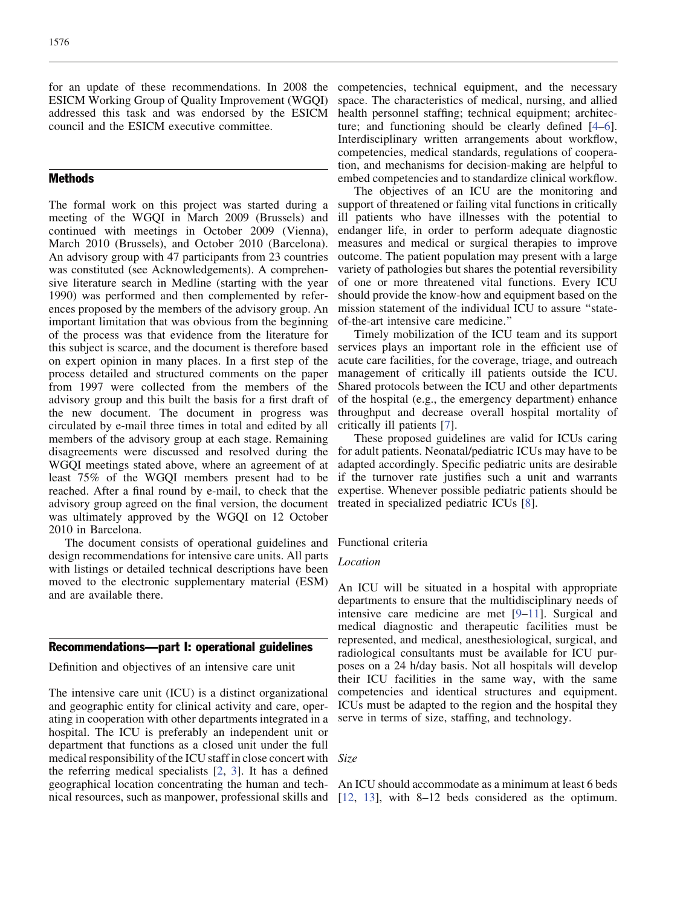for an update of these recommendations. In 2008 the ESICM Working Group of Quality Improvement (WGQI) addressed this task and was endorsed by the ESICM council and the ESICM executive committee.

## Methods

The formal work on this project was started during a meeting of the WGQI in March 2009 (Brussels) and continued with meetings in October 2009 (Vienna), March 2010 (Brussels), and October 2010 (Barcelona). An advisory group with 47 participants from 23 countries was constituted (see Acknowledgements). A comprehensive literature search in Medline (starting with the year 1990) was performed and then complemented by references proposed by the members of the advisory group. An important limitation that was obvious from the beginning of the process was that evidence from the literature for this subject is scarce, and the document is therefore based on expert opinion in many places. In a first step of the process detailed and structured comments on the paper from 1997 were collected from the members of the advisory group and this built the basis for a first draft of the new document. The document in progress was circulated by e-mail three times in total and edited by all members of the advisory group at each stage. Remaining disagreements were discussed and resolved during the WGQI meetings stated above, where an agreement of at least 75% of the WGQI members present had to be reached. After a final round by e-mail, to check that the advisory group agreed on the final version, the document was ultimately approved by the WGQI on 12 October 2010 in Barcelona.

The document consists of operational guidelines and design recommendations for intensive care units. All parts with listings or detailed technical descriptions have been moved to the electronic supplementary material (ESM) and are available there.

## Recommendations—part I: operational guidelines

### Definition and objectives of an intensive care unit

The intensive care unit (ICU) is a distinct organizational and geographic entity for clinical activity and care, operating in cooperation with other departments integrated in a hospital. The ICU is preferably an independent unit or department that functions as a closed unit under the full medical responsibility of the ICU staff in close concert with the referring medical specialists [2, 3]. It has a defined geographical location concentrating the human and technical resources, such as manpower, professional skills and competencies, technical equipment, and the necessary space. The characteristics of medical, nursing, and allied health personnel staffing; technical equipment; architecture; and functioning should be clearly defined [4–6]. Interdisciplinary written arrangements about workflow, competencies, medical standards, regulations of cooperation, and mechanisms for decision-making are helpful to embed competencies and to standardize clinical workflow.

The objectives of an ICU are the monitoring and support of threatened or failing vital functions in critically ill patients who have illnesses with the potential to endanger life, in order to perform adequate diagnostic measures and medical or surgical therapies to improve outcome. The patient population may present with a large variety of pathologies but shares the potential reversibility of one or more threatened vital functions. Every ICU should provide the know-how and equipment based on the mission statement of the individual ICU to assure "state-of-the-art intensive care medicine."

Timely mobilization of the ICU team and its support services plays an important role in the efficient use of acute care facilities, for the coverage, triage, and outreach management of critically ill patients outside the ICU. Shared protocols between the ICU and other departments of the hospital (e.g., the emergency department) enhance throughput and decrease overall hospital mortality of critically ill patients [7].

These proposed guidelines are valid for ICUs caring for adult patients. Neonatal/pediatric ICUs may have to be adapted accordingly. Specific pediatric units are desirable if the turnover rate justifies such a unit and warrants expertise. Whenever possible pediatric patients should be treated in specialized pediatric ICUs [8].

### Functional criteria

#### *Location*

An ICU will be situated in a hospital with appropriate departments to ensure that the multidisciplinary needs of intensive care medicine are met [9–11]. Surgical and medical diagnostic and therapeutic facilities must be represented, and medical, anesthesiological, surgical, and radiological consultants must be available for ICU purposes on a 24 h/day basis. Not all hospitals will develop their ICU facilities in the same way, with the same competencies and identical structures and equipment. ICUs must be adapted to the region and the hospital they serve in terms of size, staffing, and technology.

#### *Size*

An ICU should accommodate as a minimum at least 6 beds [12, 13], with 8–12 beds considered as the optimum.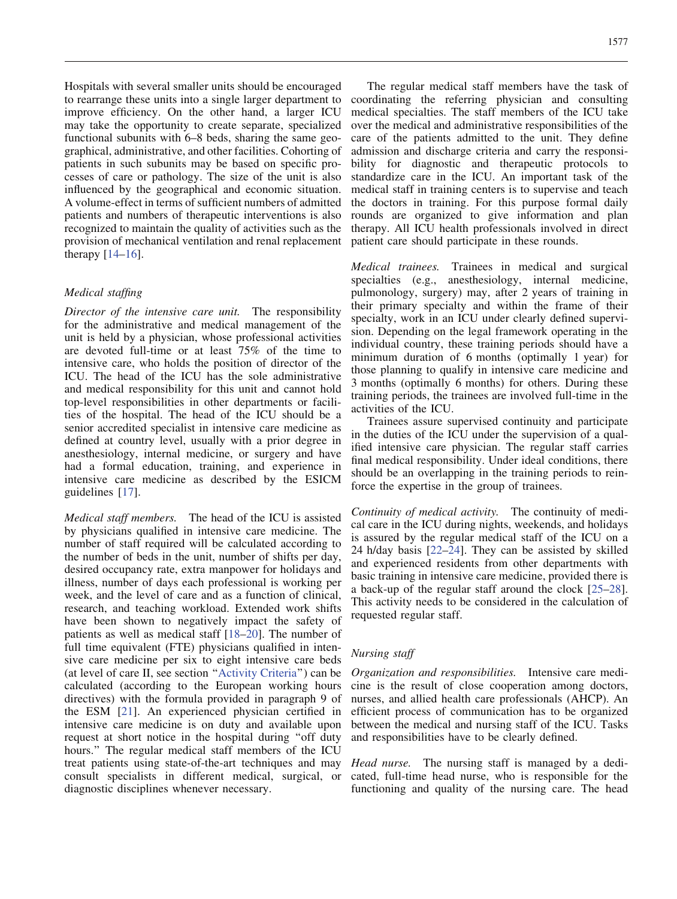Hospitals with several smaller units should be encouraged to rearrange these units into a single larger department to improve efficiency. On the other hand, a larger ICU may take the opportunity to create separate, specialized functional subunits with 6–8 beds, sharing the same geographical, administrative, and other facilities. Cohorting of patients in such subunits may be based on specific processes of care or pathology. The size of the unit is also influenced by the geographical and economic situation. A volume-effect in terms of sufficient numbers of admitted patients and numbers of therapeutic interventions is also recognized to maintain the quality of activities such as the provision of mechanical ventilation and renal replacement therapy [14–16].

### *Medical staffing*

*Director of the intensive care unit.* The responsibility for the administrative and medical management of the unit is held by a physician, whose professional activities are devoted full-time or at least 75% of the time to intensive care, who holds the position of director of the ICU. The head of the ICU has the sole administrative and medical responsibility for this unit and cannot hold top-level responsibilities in other departments or facilities of the hospital. The head of the ICU should be a senior accredited specialist in intensive care medicine as defined at country level, usually with a prior degree in anesthesiology, internal medicine, or surgery and have had a formal education, training, and experience in intensive care medicine as described by the ESICM guidelines [17].

*Medical staff members.* The head of the ICU is assisted by physicians qualified in intensive care medicine. The number of staff required will be calculated according to the number of beds in the unit, number of shifts per day, desired occupancy rate, extra manpower for holidays and illness, number of days each professional is working per week, and the level of care and as a function of clinical, research, and teaching workload. Extended work shifts have been shown to negatively impact the safety of patients as well as medical staff [18–20]. The number of full time equivalent (FTE) physicians qualified in intensive care medicine per six to eight intensive care beds (at level of care II, see section "Activity Criteria") can be calculated (according to the European working hours directives) with the formula provided in paragraph 9 of the ESM [21]. An experienced physician certified in intensive care medicine is on duty and available upon request at short notice in the hospital during "off duty hours." The regular medical staff members of the ICU treat patients using state-of-the-art techniques and may consult specialists in different medical, surgical, or diagnostic disciplines whenever necessary.

The regular medical staff members have the task of coordinating the referring physician and consulting medical specialties. The staff members of the ICU take over the medical and administrative responsibilities of the care of the patients admitted to the unit. They define admission and discharge criteria and carry the responsibility for diagnostic and therapeutic protocols to standardize care in the ICU. An important task of the medical staff in training centers is to supervise and teach the doctors in training. For this purpose formal daily rounds are organized to give information and plan therapy. All ICU health professionals involved in direct patient care should participate in these rounds.

*Medical trainees.* Trainees in medical and surgical specialties (e.g., anesthesiology, internal medicine, pulmonology, surgery) may, after 2 years of training in their primary specialty and within the frame of their specialty, work in an ICU under clearly defined supervision. Depending on the legal framework operating in the individual country, these training periods should have a minimum duration of 6 months (optimally 1 year) for those planning to qualify in intensive care medicine and 3 months (optimally 6 months) for others. During these training periods, the trainees are involved full-time in the activities of the ICU.

Trainees assure supervised continuity and participate in the duties of the ICU under the supervision of a qualified intensive care physician. The regular staff carries final medical responsibility. Under ideal conditions, there should be an overlapping in the training periods to reinforce the expertise in the group of trainees.

*Continuity of medical activity.* The continuity of medical care in the ICU during nights, weekends, and holidays is assured by the regular medical staff of the ICU on a 24 h/day basis [22–24]. They can be assisted by skilled and experienced residents from other departments with basic training in intensive care medicine, provided there is a back-up of the regular staff around the clock [25–28]. This activity needs to be considered in the calculation of requested regular staff.

### *Nursing staff*

*Organization and responsibilities.* Intensive care medicine is the result of close cooperation among doctors, nurses, and allied health care professionals (AHCP). An efficient process of communication has to be organized between the medical and nursing staff of the ICU. Tasks and responsibilities have to be clearly defined.

*Head nurse.* The nursing staff is managed by a dedicated, full-time head nurse, who is responsible for the functioning and quality of the nursing care. The head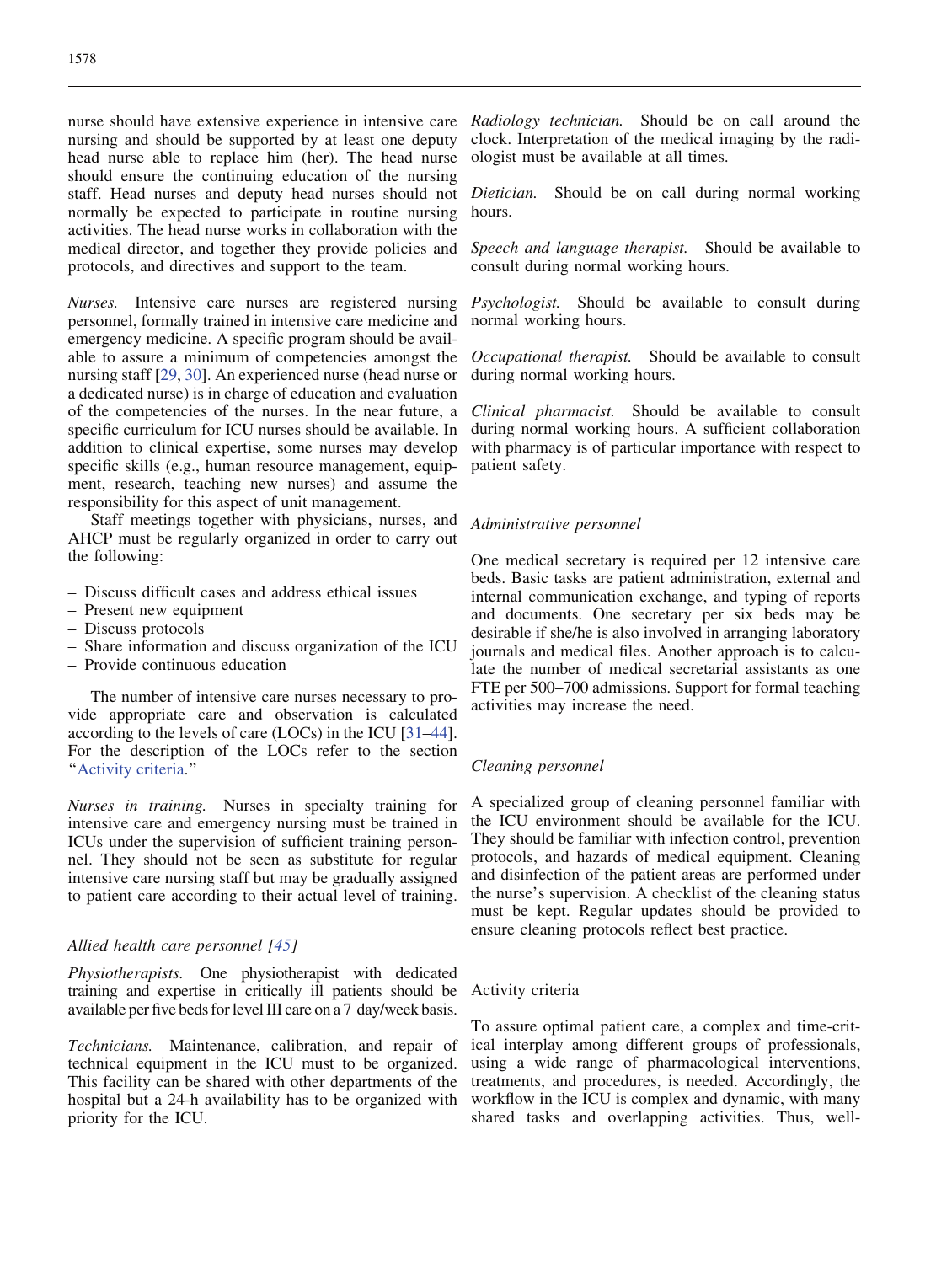nurse should have extensive experience in intensive care nursing and should be supported by at least one deputy head nurse able to replace him (her). The head nurse should ensure the continuing education of the nursing staff. Head nurses and deputy head nurses should not normally be expected to participate in routine nursing activities. The head nurse works in collaboration with the medical director, and together they provide policies and protocols, and directives and support to the team.

*Nurses.* Intensive care nurses are registered nursing personnel, formally trained in intensive care medicine and emergency medicine. A specific program should be available to assure a minimum of competencies amongst the nursing staff [29, 30]. An experienced nurse (head nurse or a dedicated nurse) is in charge of education and evaluation of the competencies of the nurses. In the near future, a specific curriculum for ICU nurses should be available. In addition to clinical expertise, some nurses may develop specific skills (e.g., human resource management, equipment, research, teaching new nurses) and assume the responsibility for this aspect of unit management.

Staff meetings together with physicians, nurses, and AHCP must be regularly organized in order to carry out the following:

- Discuss difficult cases and address ethical issues
- Present new equipment
- Discuss protocols
- Share information and discuss organization of the ICU
- Provide continuous education

The number of intensive care nurses necessary to provide appropriate care and observation is calculated according to the levels of care (LOCs) in the ICU [31–44]. For the description of the LOCs refer to the section "Activity criteria."

*Nurses in training.* Nurses in specialty training for intensive care and emergency nursing must be trained in ICUs under the supervision of sufficient training personnel. They should not be seen as substitute for regular intensive care nursing staff but may be gradually assigned to patient care according to their actual level of training.

### *Allied health care personnel [45]*

*Physiotherapists.* One physiotherapist with dedicated training and expertise in critically ill patients should be available per five beds for level III care on a 7 day/week basis.

*Technicians.* Maintenance, calibration, and repair of technical equipment in the ICU must to be organized. This facility can be shared with other departments of the hospital but a 24-h availability has to be organized with priority for the ICU.

*Radiology technician.* Should be on call around the clock. Interpretation of the medical imaging by the radiologist must be available at all times.

*Dietician.* Should be on call during normal working hours.

*Speech and language therapist.* Should be available to consult during normal working hours.

*Psychologist.* Should be available to consult during normal working hours.

*Occupational therapist.* Should be available to consult during normal working hours.

*Clinical pharmacist.* Should be available to consult during normal working hours. A sufficient collaboration with pharmacy is of particular importance with respect to patient safety.

### *Administrative personnel*

One medical secretary is required per 12 intensive care beds. Basic tasks are patient administration, external and internal communication exchange, and typing of reports and documents. One secretary per six beds may be desirable if she/he is also involved in arranging laboratory journals and medical files. Another approach is to calculate the number of medical secretarial assistants as one FTE per 500–700 admissions. Support for formal teaching activities may increase the need.

### *Cleaning personnel*

A specialized group of cleaning personnel familiar with the ICU environment should be available for the ICU. They should be familiar with infection control, prevention protocols, and hazards of medical equipment. Cleaning and disinfection of the patient areas are performed under the nurse's supervision. A checklist of the cleaning status must be kept. Regular updates should be provided to ensure cleaning protocols reflect best practice.

## Activity criteria

To assure optimal patient care, a complex and time-critical interplay among different groups of professionals, using a wide range of pharmacological interventions, treatments, and procedures, is needed. Accordingly, the workflow in the ICU is complex and dynamic, with many shared tasks and overlapping activities. Thus, well-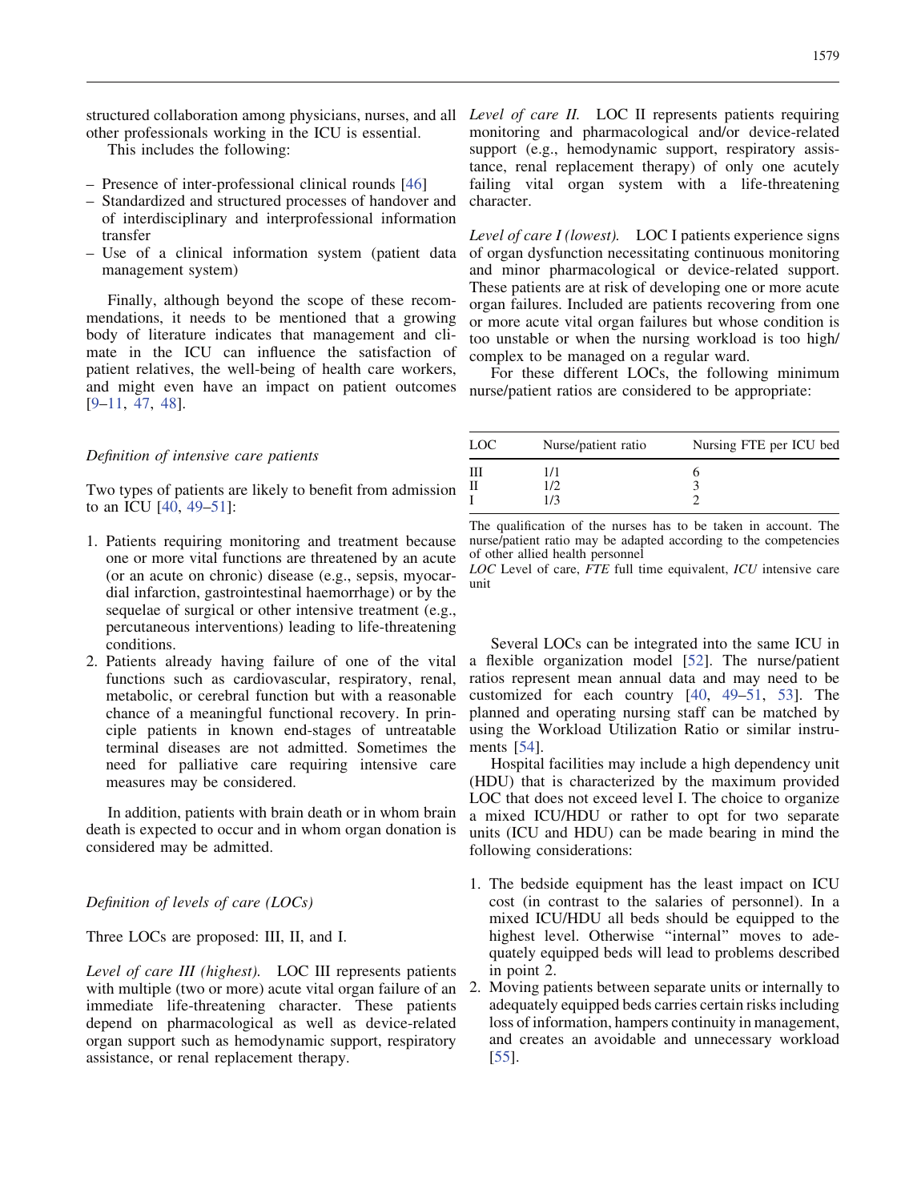structured collaboration among physicians, nurses, and all other professionals working in the ICU is essential.

This includes the following:

- Presence of inter-professional clinical rounds [46]
- Standardized and structured processes of handover and of interdisciplinary and interprofessional information transfer
- Use of a clinical information system (patient data management system)

Finally, although beyond the scope of these recommendations, it needs to be mentioned that a growing body of literature indicates that management and climate in the ICU can influence the satisfaction of patient relatives, the well-being of health care workers, and might even have an impact on patient outcomes [9–11, 47, 48].

*Definition of intensive care patients*

Two types of patients are likely to benefit from admission to an ICU [40, 49–51]:

1. Patients requiring monitoring and treatment because one or more vital functions are threatened by an acute (or an acute on chronic) disease (e.g., sepsis, myocardial infarction, gastrointestinal haemorrhage) or by the sequelae of surgical or other intensive treatment (e.g., percutaneous interventions) leading to life-threatening conditions.
2. Patients already having failure of one of the vital functions such as cardiovascular, respiratory, renal, metabolic, or cerebral function but with a reasonable chance of a meaningful functional recovery. In principle patients in known end-stages of untreatable terminal diseases are not admitted. Sometimes the need for palliative care requiring intensive care measures may be considered.

In addition, patients with brain death or in whom brain death is expected to occur and in whom organ donation is considered may be admitted.

*Definition of levels of care (LOCs)*

Three LOCs are proposed: III, II, and I.

*Level of care III (highest).* LOC III represents patients with multiple (two or more) acute vital organ failure of an immediate life-threatening character. These patients depend on pharmacological as well as device-related organ support such as hemodynamic support, respiratory assistance, or renal replacement therapy.

*Level of care II.* LOC II represents patients requiring monitoring and pharmacological and/or device-related support (e.g., hemodynamic support, respiratory assistance, renal replacement therapy) of only one acutely failing vital organ system with a life-threatening character.

*Level of care I (lowest).* LOC I patients experience signs of organ dysfunction necessitating continuous monitoring and minor pharmacological or device-related support. These patients are at risk of developing one or more acute organ failures. Included are patients recovering from one or more acute vital organ failures but whose condition is too unstable or when the nursing workload is too high/complex to be managed on a regular ward.

For these different LOCs, the following minimum nurse/patient ratios are considered to be appropriate:

| LOC | Nurse/patient ratio | Nursing FTE per ICU bed |
|---|---|---|
| III | 1/1 | 6 |
| II | 1/2 | 3 |
| I | 1/3 | 2 |

The qualification of the nurses has to be taken in account. The nurse/patient ratio may be adapted according to the competencies of other allied health personnel

*LOC* Level of care, *FTE* full time equivalent, *ICU* intensive care unit

Several LOCs can be integrated into the same ICU in a flexible organization model [52]. The nurse/patient ratios represent mean annual data and may need to be customized for each country [40, 49–51, 53]. The planned and operating nursing staff can be matched by using the Workload Utilization Ratio or similar instruments [54].

Hospital facilities may include a high dependency unit (HDU) that is characterized by the maximum provided LOC that does not exceed level I. The choice to organize a mixed ICU/HDU or rather to opt for two separate units (ICU and HDU) can be made bearing in mind the following considerations:

1. The bedside equipment has the least impact on ICU cost (in contrast to the salaries of personnel). In a mixed ICU/HDU all beds should be equipped to the highest level. Otherwise "internal" moves to adequately equipped beds will lead to problems described in point 2.
2. Moving patients between separate units or internally to adequately equipped beds carries certain risks including loss of information, hampers continuity in management, and creates an avoidable and unnecessary workload [55].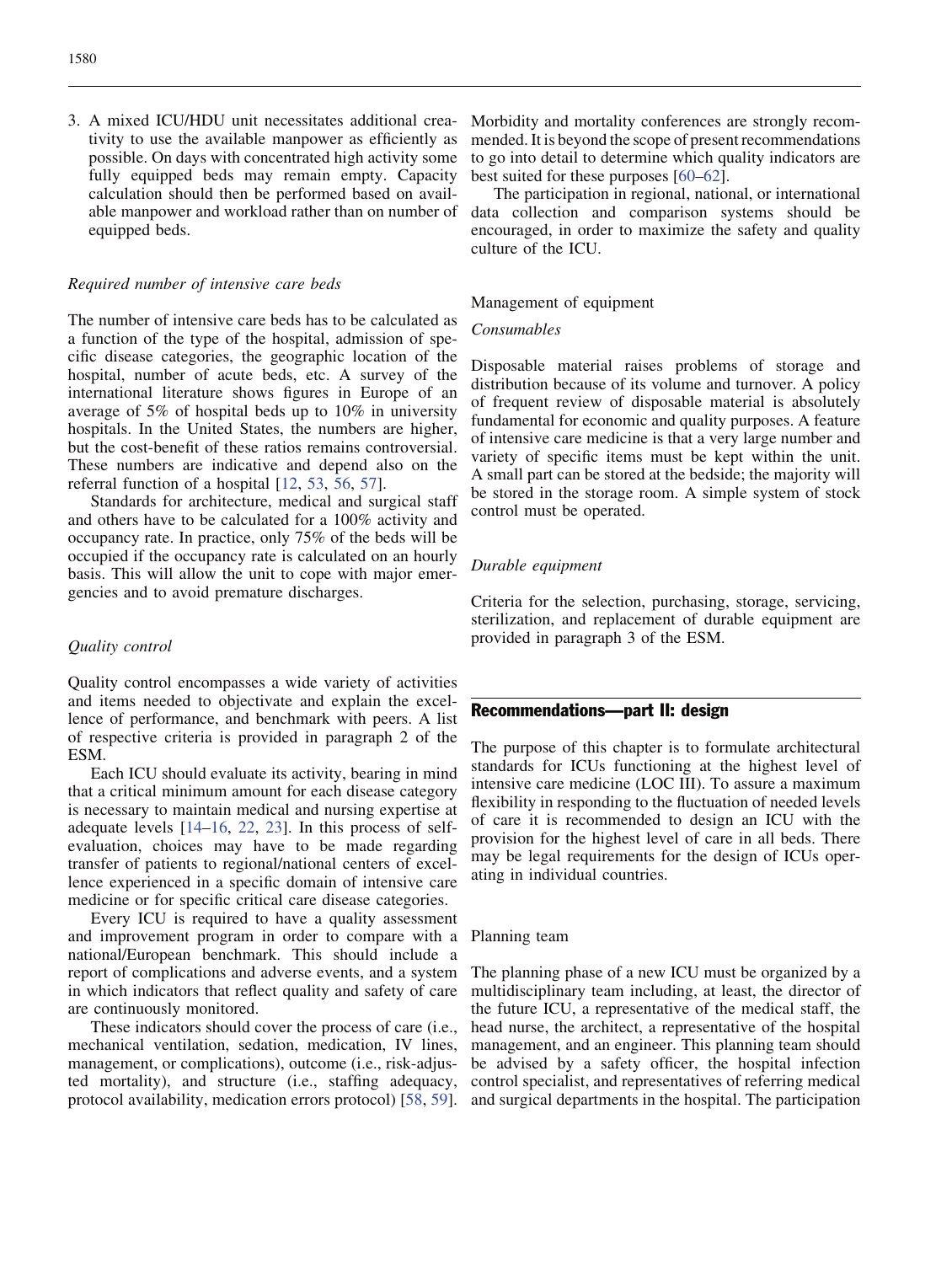3. A mixed ICU/HDU unit necessitates additional creativity to use the available manpower as efficiently as possible. On days with concentrated high activity some fully equipped beds may remain empty. Capacity calculation should then be performed based on available manpower and workload rather than on number of equipped beds.

### *Required number of intensive care beds*

The number of intensive care beds has to be calculated as a function of the type of the hospital, admission of specific disease categories, the geographic location of the hospital, number of acute beds, etc. A survey of the international literature shows figures in Europe of an average of 5% of hospital beds up to 10% in university hospitals. In the United States, the numbers are higher, but the cost-benefit of these ratios remains controversial. These numbers are indicative and depend also on the referral function of a hospital [12, 53, 56, 57].

Standards for architecture, medical and surgical staff and others have to be calculated for a 100% activity and occupancy rate. In practice, only 75% of the beds will be occupied if the occupancy rate is calculated on an hourly basis. This will allow the unit to cope with major emergencies and to avoid premature discharges.

### *Quality control*

Quality control encompasses a wide variety of activities and items needed to objectivate and explain the excellence of performance, and benchmark with peers. A list of respective criteria is provided in paragraph 2 of the ESM.

Each ICU should evaluate its activity, bearing in mind that a critical minimum amount for each disease category is necessary to maintain medical and nursing expertise at adequate levels [14–16, 22, 23]. In this process of self-evaluation, choices may have to be made regarding transfer of patients to regional/national centers of excellence experienced in a specific domain of intensive care medicine or for specific critical care disease categories.

Every ICU is required to have a quality assessment and improvement program in order to compare with a national/European benchmark. This should include a report of complications and adverse events, and a system in which indicators that reflect quality and safety of care are continuously monitored.

These indicators should cover the process of care (i.e., mechanical ventilation, sedation, medication, IV lines, management, or complications), outcome (i.e., risk-adjusted mortality), and structure (i.e., staffing adequacy, protocol availability, medication errors protocol) [58, 59]. Morbidity and mortality conferences are strongly recommended. It is beyond the scope of present recommendations to go into detail to determine which quality indicators are best suited for these purposes [60–62].

The participation in regional, national, or international data collection and comparison systems should be encouraged, in order to maximize the safety and quality culture of the ICU.

### Management of equipment

#### *Consumables*

Disposable material raises problems of storage and distribution because of its volume and turnover. A policy of frequent review of disposable material is absolutely fundamental for economic and quality purposes. A feature of intensive care medicine is that a very large number and variety of specific items must be kept within the unit. A small part can be stored at the bedside; the majority will be stored in the storage room. A simple system of stock control must be operated.

#### *Durable equipment*

Criteria for the selection, purchasing, storage, servicing, sterilization, and replacement of durable equipment are provided in paragraph 3 of the ESM.

## Recommendations—part II: design

The purpose of this chapter is to formulate architectural standards for ICUs functioning at the highest level of intensive care medicine (LOC III). To assure a maximum flexibility in responding to the fluctuation of needed levels of care it is recommended to design an ICU with the provision for the highest level of care in all beds. There may be legal requirements for the design of ICUs operating in individual countries.

### Planning team

The planning phase of a new ICU must be organized by a multidisciplinary team including, at least, the director of the future ICU, a representative of the medical staff, the head nurse, the architect, a representative of the hospital management, and an engineer. This planning team should be advised by a safety officer, the hospital infection control specialist, and representatives of referring medical and surgical departments in the hospital. The participation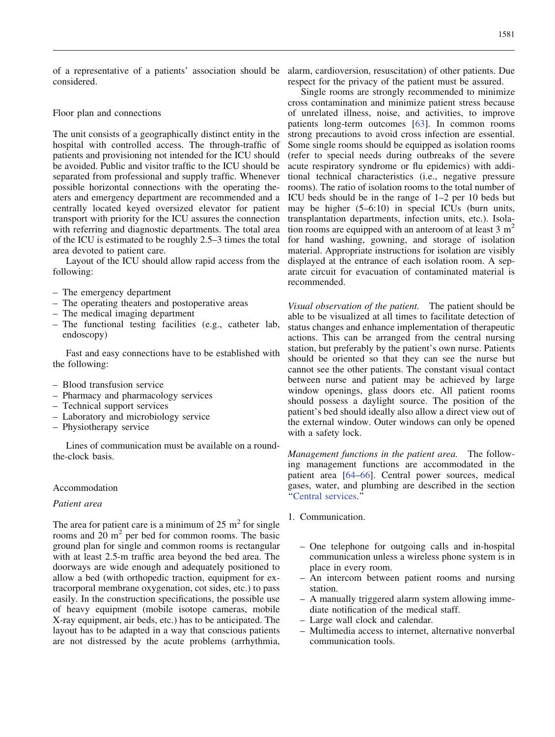of a representative of a patients' association should be considered.

## Floor plan and connections

The unit consists of a geographically distinct entity in the hospital with controlled access. The through-traffic of patients and provisioning not intended for the ICU should be avoided. Public and visitor traffic to the ICU should be separated from professional and supply traffic. Whenever possible horizontal connections with the operating theaters and emergency department are recommended and a centrally located keyed oversized elevator for patient transport with priority for the ICU assures the connection with referring and diagnostic departments. The total area of the ICU is estimated to be roughly 2.5–3 times the total area devoted to patient care.

Layout of the ICU should allow rapid access from the following:

- The emergency department
- The operating theaters and postoperative areas
- The medical imaging department
- The functional testing facilities (e.g., catheter lab, endoscopy)

Fast and easy connections have to be established with the following:

- Blood transfusion service
- Pharmacy and pharmacology services
- Technical support services
- Laboratory and microbiology service
- Physiotherapy service

Lines of communication must be available on a round-the-clock basis.

## Accommodation

### *Patient area*

The area for patient care is a minimum of 25 $m^2$ for single rooms and 20 $m^2$ per bed for common rooms. The basic ground plan for single and common rooms is rectangular with at least 2.5-m traffic area beyond the bed area. The doorways are wide enough and adequately positioned to allow a bed (with orthopedic traction, equipment for extracorporal membrane oxygenation, cot sides, etc.) to pass easily. In the construction specifications, the possible use of heavy equipment (mobile isotope cameras, mobile X-ray equipment, air beds, etc.) has to be anticipated. The layout has to be adapted in a way that conscious patients are not distressed by the acute problems (arrhythmia, alarm, cardioversion, resuscitation) of other patients. Due respect for the privacy of the patient must be assured.

Single rooms are strongly recommended to minimize cross contamination and minimize patient stress because of unrelated illness, noise, and activities, to improve patients long-term outcomes [63]. In common rooms strong precautions to avoid cross infection are essential. Some single rooms should be equipped as isolation rooms (refer to special needs during outbreaks of the severe acute respiratory syndrome or flu epidemics) with additional technical characteristics (i.e., negative pressure rooms). The ratio of isolation rooms to the total number of ICU beds should be in the range of 1–2 per 10 beds but may be higher (5–6:10) in special ICUs (burn units, transplantation departments, infection units, etc.). Isolation rooms are equipped with an anteroom of at least 3 $m^2$ for hand washing, gowning, and storage of isolation material. Appropriate instructions for isolation are visibly displayed at the entrance of each isolation room. A separate circuit for evacuation of contaminated material is recommended.

*Visual observation of the patient.* The patient should be able to be visualized at all times to facilitate detection of status changes and enhance implementation of therapeutic actions. This can be arranged from the central nursing station, but preferably by the patient's own nurse. Patients should be oriented so that they can see the nurse but cannot see the other patients. The constant visual contact between nurse and patient may be achieved by large window openings, glass doors etc. All patient rooms should possess a daylight source. The position of the patient's bed should ideally also allow a direct view out of the external window. Outer windows can only be opened with a safety lock.

*Management functions in the patient area.* The following management functions are accommodated in the patient area [64–66]. Central power sources, medical gases, water, and plumbing are described in the section "Central services."

1. Communication.

   - One telephone for outgoing calls and in-hospital communication unless a wireless phone system is in place in every room.
   - An intercom between patient rooms and nursing station.
   - A manually triggered alarm system allowing immediate notification of the medical staff.
   - Large wall clock and calendar.
   - Multimedia access to internet, alternative nonverbal communication tools.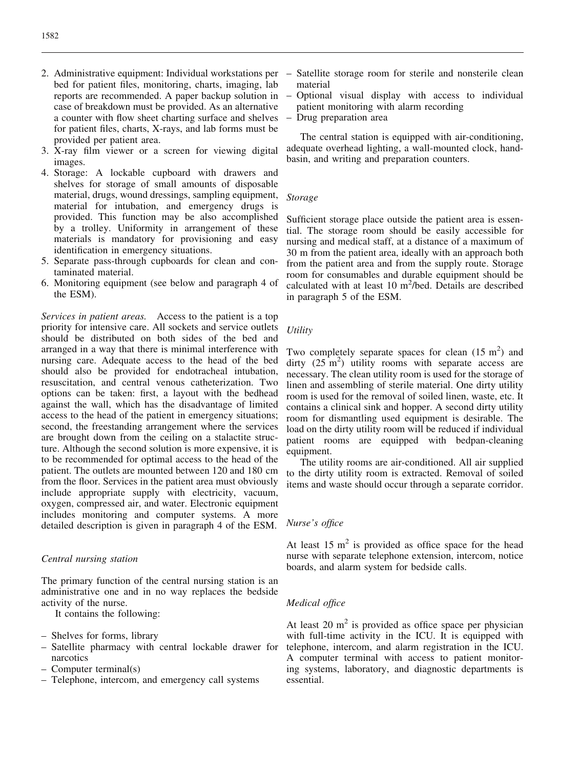2. Administrative equipment: Individual workstations per bed for patient files, monitoring, charts, imaging, lab reports are recommended. A paper backup solution in case of breakdown must be provided. As an alternative a counter with flow sheet charting surface and shelves for patient files, charts, X-rays, and lab forms must be provided per patient area.
3. X-ray film viewer or a screen for viewing digital images.
4. Storage: A lockable cupboard with drawers and shelves for storage of small amounts of disposable material, drugs, wound dressings, sampling equipment, material for intubation, and emergency drugs is provided. This function may be also accomplished by a trolley. Uniformity in arrangement of these materials is mandatory for provisioning and easy identification in emergency situations.
5. Separate pass-through cupboards for clean and contaminated material.
6. Monitoring equipment (see below and paragraph 4 of the ESM).

*Services in patient areas.* Access to the patient is a top priority for intensive care. All sockets and service outlets should be distributed on both sides of the bed and arranged in a way that there is minimal interference with nursing care. Adequate access to the head of the bed should also be provided for endotracheal intubation, resuscitation, and central venous catheterization. Two options can be taken: first, a layout with the bedhead against the wall, which has the disadvantage of limited access to the head of the patient in emergency situations; second, the freestanding arrangement where the services are brought down from the ceiling on a stalactite structure. Although the second solution is more expensive, it is to be recommended for optimal access to the head of the patient. The outlets are mounted between 120 and 180 cm from the floor. Services in the patient area must obviously include appropriate supply with electricity, vacuum, oxygen, compressed air, and water. Electronic equipment includes monitoring and computer systems. A more detailed description is given in paragraph 4 of the ESM.

### *Central nursing station*

The primary function of the central nursing station is an administrative one and in no way replaces the bedside activity of the nurse.

It contains the following:

- Shelves for forms, library
- Satellite pharmacy with central lockable drawer for narcotics
- Computer terminal(s)
- Telephone, intercom, and emergency call systems
- Satellite storage room for sterile and nonsterile clean material
- Optional visual display with access to individual patient monitoring with alarm recording
- Drug preparation area

The central station is equipped with air-conditioning, adequate overhead lighting, a wall-mounted clock, handbasin, and writing and preparation counters.

### *Storage*

Sufficient storage place outside the patient area is essential. The storage room should be easily accessible for nursing and medical staff, at a distance of a maximum of 30 m from the patient area, ideally with an approach both from the patient area and from the supply route. Storage room for consumables and durable equipment should be calculated with at least 10 $m^2$/bed. Details are described in paragraph 5 of the ESM.

### *Utility*

Two completely separate spaces for clean (15 $m^2$) and dirty (25 $m^2$) utility rooms with separate access are necessary. The clean utility room is used for the storage of linen and assembling of sterile material. One dirty utility room is used for the removal of soiled linen, waste, etc. It contains a clinical sink and hopper. A second dirty utility room for dismantling used equipment is desirable. The load on the dirty utility room will be reduced if individual patient rooms are equipped with bedpan-cleaning equipment.

The utility rooms are air-conditioned. All air supplied to the dirty utility room is extracted. Removal of soiled items and waste should occur through a separate corridor.

### *Nurse's office*

At least 15 $m^2$ is provided as office space for the head nurse with separate telephone extension, intercom, notice boards, and alarm system for bedside calls.

### *Medical office*

At least 20 $m^2$ is provided as office space per physician with full-time activity in the ICU. It is equipped with telephone, intercom, and alarm registration in the ICU. A computer terminal with access to patient monitoring systems, laboratory, and diagnostic departments is essential.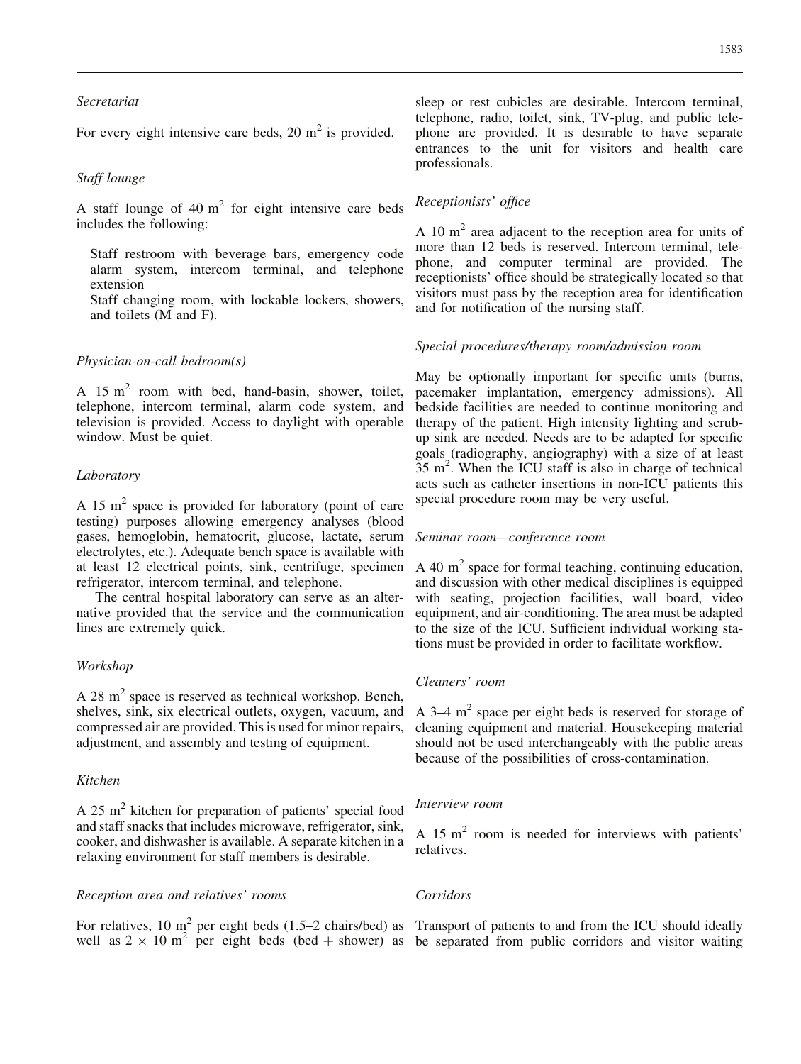*Secretariat*

For every eight intensive care beds, 20 $m^2$ is provided.

*Staff lounge*

A staff lounge of 40 $m^2$ for eight intensive care beds includes the following:

- Staff restroom with beverage bars, emergency code alarm system, intercom terminal, and telephone extension
- Staff changing room, with lockable lockers, showers, and toilets (M and F).

*Physician-on-call bedroom(s)*

A 15 $m^2$ room with bed, hand-basin, shower, toilet, telephone, intercom terminal, alarm code system, and television is provided. Access to daylight with operable window. Must be quiet.

*Laboratory*

A 15 $m^2$ space is provided for laboratory (point of care testing) purposes allowing emergency analyses (blood gases, hemoglobin, hematocrit, glucose, lactate, serum electrolytes, etc.). Adequate bench space is available with at least 12 electrical points, sink, centrifuge, specimen refrigerator, intercom terminal, and telephone.

The central hospital laboratory can serve as an alternative provided that the service and the communication lines are extremely quick.

*Workshop*

A 28 $m^2$ space is reserved as technical workshop. Bench, shelves, sink, six electrical outlets, oxygen, vacuum, and compressed air are provided. This is used for minor repairs, adjustment, and assembly and testing of equipment.

*Kitchen*

A 25 $m^2$ kitchen for preparation of patients' special food and staff snacks that includes microwave, refrigerator, sink, cooker, and dishwasher is available. A separate kitchen in a relaxing environment for staff members is desirable.

*Reception area and relatives' rooms*

For relatives, 10 $m^2$ per eight beds (1.5–2 chairs/bed) as well as $2 \times 10$ $m^2$ per eight beds (bed + shower) as sleep or rest cubicles are desirable. Intercom terminal, telephone, radio, toilet, sink, TV-plug, and public telephone are provided. It is desirable to have separate entrances to the unit for visitors and health care professionals.

*Receptionists' office*

A 10 $m^2$ area adjacent to the reception area for units of more than 12 beds is reserved. Intercom terminal, telephone, and computer terminal are provided. The receptionists' office should be strategically located so that visitors must pass by the reception area for identification and for notification of the nursing staff.

*Special procedures/therapy room/admission room*

May be optionally important for specific units (burns, pacemaker implantation, emergency admissions). All bedside facilities are needed to continue monitoring and therapy of the patient. High intensity lighting and scrub-up sink are needed. Needs are to be adapted for specific goals (radiography, angiography) with a size of at least 35 $m^2$. When the ICU staff is also in charge of technical acts such as catheter insertions in non-ICU patients this special procedure room may be very useful.

*Seminar room—conference room*

A 40 $m^2$ space for formal teaching, continuing education, and discussion with other medical disciplines is equipped with seating, projection facilities, wall board, video equipment, and air-conditioning. The area must be adapted to the size of the ICU. Sufficient individual working stations must be provided in order to facilitate workflow.

*Cleaners' room*

A 3–4 $m^2$ space per eight beds is reserved for storage of cleaning equipment and material. Housekeeping material should not be used interchangeably with the public areas because of the possibilities of cross-contamination.

*Interview room*

A 15 $m^2$ room is needed for interviews with patients' relatives.

*Corridors*

Transport of patients to and from the ICU should ideally be separated from public corridors and visitor waiting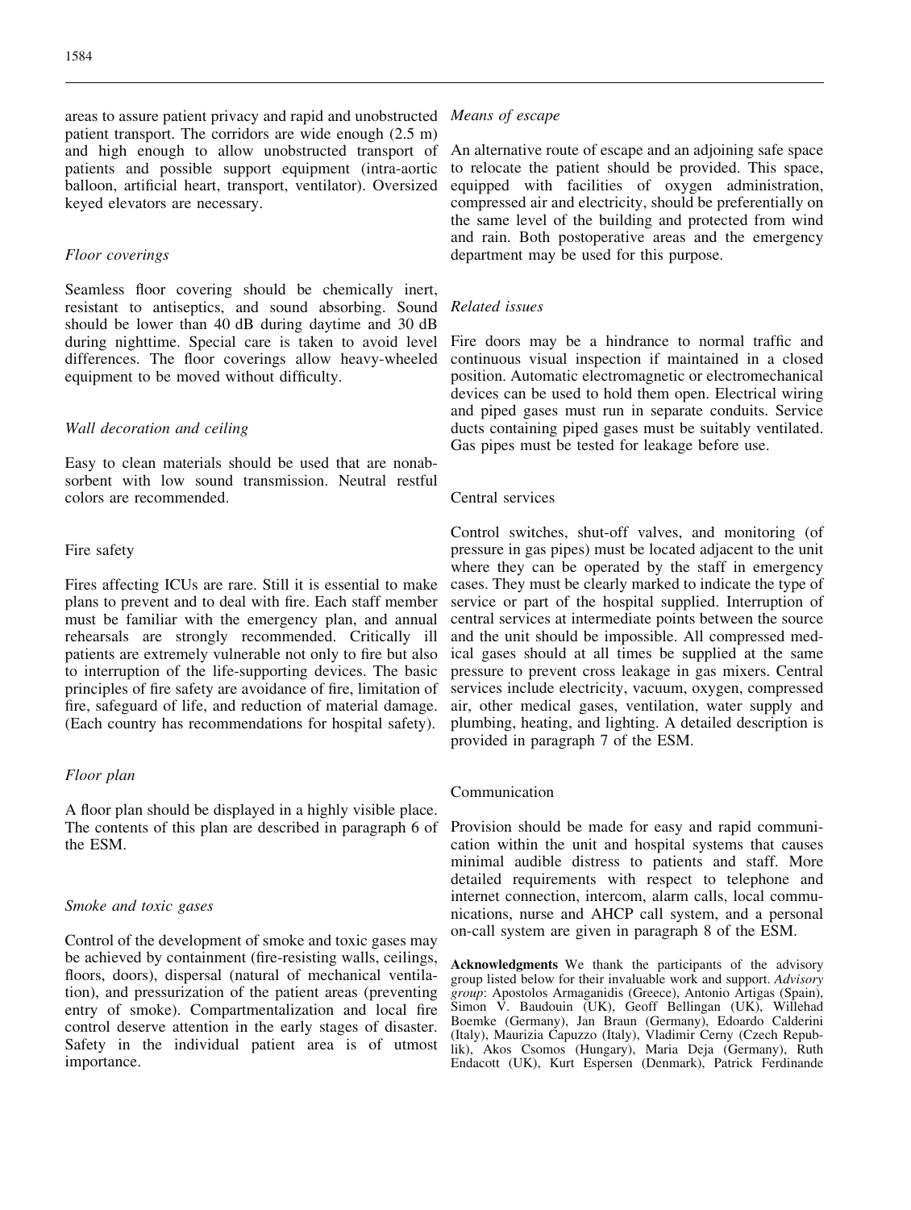areas to assure patient privacy and rapid and unobstructed patient transport. The corridors are wide enough (2.5 m) and high enough to allow unobstructed transport of patients and possible support equipment (intra-aortic balloon, artificial heart, transport, ventilator). Oversized keyed elevators are necessary.

#### *Floor coverings*

Seamless floor covering should be chemically inert, resistant to antiseptics, and sound absorbing. Sound should be lower than 40 dB during daytime and 30 dB during nighttime. Special care is taken to avoid level differences. The floor coverings allow heavy-wheeled equipment to be moved without difficulty.

#### *Wall decoration and ceiling*

Easy to clean materials should be used that are nonabsorbent with low sound transmission. Neutral restful colors are recommended.

### Fire safety

Fires affecting ICUs are rare. Still it is essential to make plans to prevent and to deal with fire. Each staff member must be familiar with the emergency plan, and annual rehearsals are strongly recommended. Critically ill patients are extremely vulnerable not only to fire but also to interruption of the life-supporting devices. The basic principles of fire safety are avoidance of fire, limitation of fire, safeguard of life, and reduction of material damage. (Each country has recommendations for hospital safety).

#### *Floor plan*

A floor plan should be displayed in a highly visible place. The contents of this plan are described in paragraph 6 of the ESM.

#### *Smoke and toxic gases*

Control of the development of smoke and toxic gases may be achieved by containment (fire-resisting walls, ceilings, floors, doors), dispersal (natural of mechanical ventilation), and pressurization of the patient areas (preventing entry of smoke). Compartmentalization and local fire control deserve attention in the early stages of disaster. Safety in the individual patient area is of utmost importance.

#### *Means of escape*

An alternative route of escape and an adjoining safe space to relocate the patient should be provided. This space, equipped with facilities of oxygen administration, compressed air and electricity, should be preferentially on the same level of the building and protected from wind and rain. Both postoperative areas and the emergency department may be used for this purpose.

#### *Related issues*

Fire doors may be a hindrance to normal traffic and continuous visual inspection if maintained in a closed position. Automatic electromagnetic or electromechanical devices can be used to hold them open. Electrical wiring and piped gases must run in separate conduits. Service ducts containing piped gases must be suitably ventilated. Gas pipes must be tested for leakage before use.

### Central services

Control switches, shut-off valves, and monitoring (of pressure in gas pipes) must be located adjacent to the unit where they can be operated by the staff in emergency cases. They must be clearly marked to indicate the type of service or part of the hospital supplied. Interruption of central services at intermediate points between the source and the unit should be impossible. All compressed medical gases should at all times be supplied at the same pressure to prevent cross leakage in gas mixers. Central services include electricity, vacuum, oxygen, compressed air, other medical gases, ventilation, water supply and plumbing, heating, and lighting. A detailed description is provided in paragraph 7 of the ESM.

### Communication

Provision should be made for easy and rapid communication within the unit and hospital systems that causes minimal audible distress to patients and staff. More detailed requirements with respect to telephone and internet connection, intercom, alarm calls, local communications, nurse and AHCP call system, and a personal on-call system are given in paragraph 8 of the ESM.

**Acknowledgments** We thank the participants of the advisory group listed below for their invaluable work and support. *Advisory group*: Apostolos Armaganidis (Greece), Antonio Artigas (Spain), Simon V. Baudouin (UK), Geoff Bellingan (UK), Willehad Boemke (Germany), Jan Braun (Germany), Edoardo Calderini (Italy), Maurizia Capuzzo (Italy), Vladimir Cerny (Czech Republik), Akos Csomos (Hungary), Maria Deja (Germany), Ruth Endacott (UK), Kurt Espersen (Denmark), Patrick Ferdinande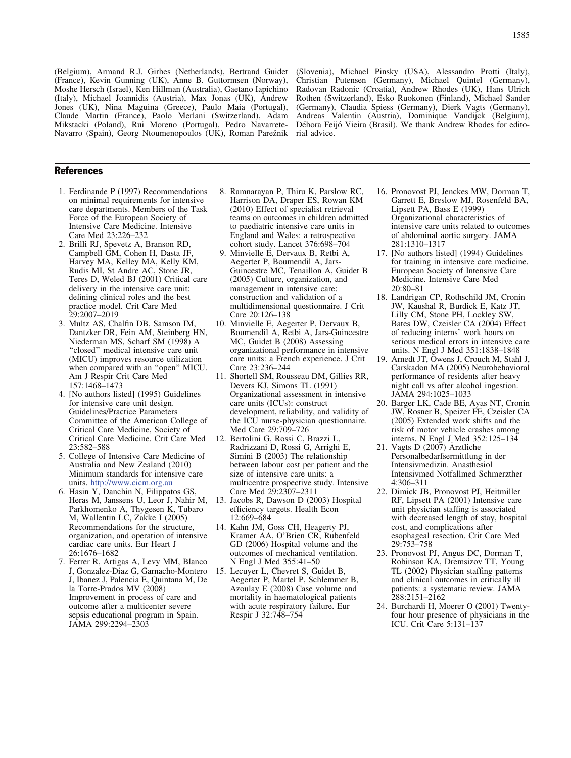(Belgium), Armand R.J. Girbes (Netherlands), Bertrand Guidet (France), Kevin Gunning (UK), Anne B. Guttormsen (Norway), Moshe Hersch (Israel), Ken Hillman (Australia), Gaetano Iapichino (Italy), Michael Joannidis (Austria), Max Jonas (UK), Andrew Jones (UK), Nina Maguina (Greece), Paulo Maia (Portugal), Claude Martin (France), Paolo Merlani (Switzerland), Adam Mikstacki (Poland), Rui Moreno (Portugal), Pedro Navarrete-Navarro (Spain), Georg Ntoumenopoulos (UK), Roman Parežnik (Slovenia), Michael Pinsky (USA), Alessandro Protti (Italy), Christian Putensen (Germany), Michael Quintel (Germany), Radovan Radonic (Croatia), Andrew Rhodes (UK), Hans Ulrich Rothen (Switzerland), Esko Ruokonen (Finland), Michael Sander (Germany), Claudia Spiess (Germany), Dierk Vagts (Germany), Andreas Valentin (Austria), Dominique Vandijck (Belgium), Débora Feijó Vieira (Brasil). We thank Andrew Rhodes for editorial advice.

## References

1. Ferdinande P (1997) Recommendations on minimal requirements for intensive care departments. Members of the Task Force of the European Society of Intensive Care Medicine. Intensive Care Med 23:226–232
2. Brilli RJ, Spevetz A, Branson RD, Campbell GM, Cohen H, Dasta JF, Harvey MA, Kelley MA, Kelly KM, Rudis MI, St Andre AC, Stone JR, Teres D, Weled BJ (2001) Critical care delivery in the intensive care unit: defining clinical roles and the best practice model. Crit Care Med 29:2007–2019
3. Multz AS, Chalfin DB, Samson IM, Dantzker DR, Fein AM, Steinberg HN, Niederman MS, Scharf SM (1998) A "closed" medical intensive care unit (MICU) improves resource utilization when compared with an "open" MICU. Am J Respir Crit Care Med 157:1468–1473
4. [No authors listed] (1995) Guidelines for intensive care unit design. Guidelines/Practice Parameters Committee of the American College of Critical Care Medicine, Society of Critical Care Medicine. Crit Care Med 23:582–588
5. College of Intensive Care Medicine of Australia and New Zealand (2010) Minimum standards for intensive care units. http://www.cicm.org.au
6. Hasin Y, Danchin N, Filippatos GS, Heras M, Janssens U, Leor J, Nahir M, Parkhomenko A, Thygesen K, Tubaro M, Wallentin LC, Zakke I (2005) Recommendations for the structure, organization, and operation of intensive cardiac care units. Eur Heart J 26:1676–1682
7. Ferrer R, Artigas A, Levy MM, Blanco J, Gonzalez-Diaz G, Garnacho-Montero J, Ibanez J, Palencia E, Quintana M, De la Torre-Prados MV (2008) Improvement in process of care and outcome after a multicenter severe sepsis educational program in Spain. JAMA 299:2294–2303
8. Ramnarayan P, Thiru K, Parslow RC, Harrison DA, Draper ES, Rowan KM (2010) Effect of specialist retrieval teams on outcomes in children admitted to paediatric intensive care units in England and Wales: a retrospective cohort study. Lancet 376:698–704
9. Minvielle E, Dervaux B, Retbi A, Aegerter P, Boumendil A, Jars-Guincestre MC, Tenaillon A, Guidet B (2005) Culture, organization, and management in intensive care: construction and validation of a multidimensional questionnaire. J Crit Care 20:126–138
10. Minvielle E, Aegerter P, Dervaux B, Boumendil A, Retbi A, Jars-Guincestre MC, Guidet B (2008) Assessing organizational performance in intensive care units: a French experience. J Crit Care 23:236–244
11. Shortell SM, Rousseau DM, Gillies RR, Devers KJ, Simons TL (1991) Organizational assessment in intensive care units (ICUs): construct development, reliability, and validity of the ICU nurse-physician questionnaire. Med Care 29:709–726
12. Bertolini G, Rossi C, Brazzi L, Radrizzani D, Rossi G, Arrighi E, Simini B (2003) The relationship between labour cost per patient and the size of intensive care units: a multicentre prospective study. Intensive Care Med 29:2307–2311
13. Jacobs R, Dawson D (2003) Hospital efficiency targets. Health Econ 12:669–684
14. Kahn JM, Goss CH, Heagerty PJ, Kramer AA, O'Brien CR, Rubenfeld GD (2006) Hospital volume and the outcomes of mechanical ventilation. N Engl J Med 355:41–50
15. Lecuyer L, Chevret S, Guidet B, Aegerter P, Martel P, Schlemmer B, Azoulay E (2008) Case volume and mortality in haematological patients with acute respiratory failure. Eur Respir J 32:748–754
16. Pronovost PJ, Jenckes MW, Dorman T, Garrett E, Breslow MJ, Rosenfeld BA, Lipsett PA, Bass E (1999) Organizational characteristics of intensive care units related to outcomes of abdominal aortic surgery. JAMA 281:1310–1317
17. [No authors listed] (1994) Guidelines for training in intensive care medicine. European Society of Intensive Care Medicine. Intensive Care Med 20:80–81
18. Landrigan CP, Rothschild JM, Cronin JW, Kaushal R, Burdick E, Katz JT, Lilly CM, Stone PH, Lockley SW, Bates DW, Czeisler CA (2004) Effect of reducing interns' work hours on serious medical errors in intensive care units. N Engl J Med 351:1838–1848
19. Arnedt JT, Owens J, Crouch M, Stahl J, Carskadon MA (2005) Neurobehavioral performance of residents after heavy night call vs after alcohol ingestion. JAMA 294:1025–1033
20. Barger LK, Cade BE, Ayas NT, Cronin JW, Rosner B, Speizer FE, Czeisler CA (2005) Extended work shifts and the risk of motor vehicle crashes among interns. N Engl J Med 352:125–134
21. Vagts D (2007) Ärztliche Personalbedarfsermittlung in der Intensivmedizin. Anasthesiol Intensivmed Notfallmed Schmerzther 4:306–311
22. Dimick JB, Pronovost PJ, Heitmiller RF, Lipsett PA (2001) Intensive care unit physician staffing is associated with decreased length of stay, hospital cost, and complications after esophageal resection. Crit Care Med 29:753–758
23. Pronovost PJ, Angus DC, Dorman T, Robinson KA, Dremsizov TT, Young TL (2002) Physician staffing patterns and clinical outcomes in critically ill patients: a systematic review. JAMA 288:2151–2162
24. Burchardi H, Moerer O (2001) Twenty-four hour presence of physicians in the ICU. Crit Care 5:131–137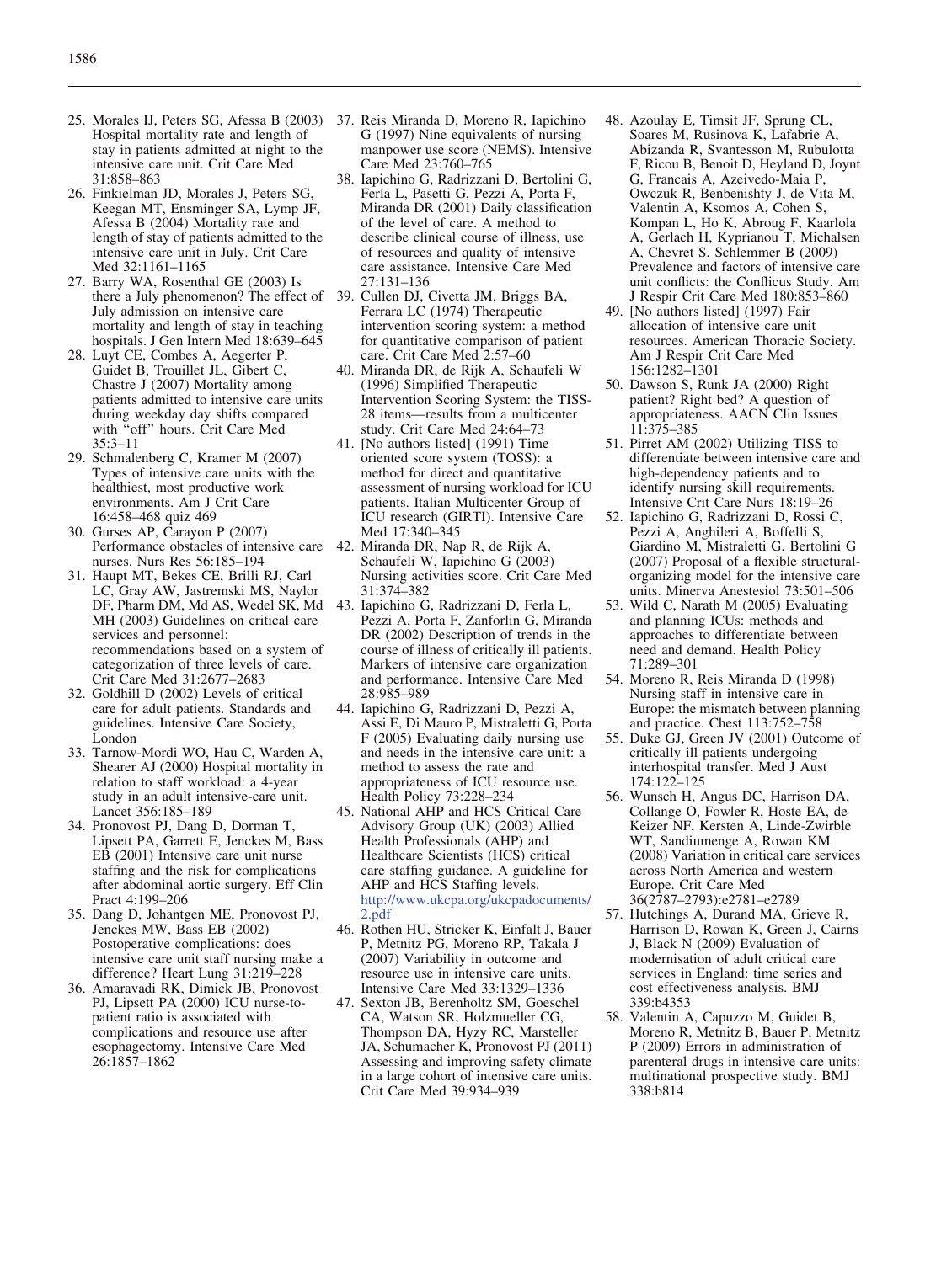25. Morales IJ, Peters SG, Afessa B (2003) Hospital mortality rate and length of stay in patients admitted at night to the intensive care unit. Crit Care Med 31:858–863
26. Finkielman JD, Morales J, Peters SG, Keegan MT, Ensminger SA, Lymp JF, Afessa B (2004) Mortality rate and length of stay of patients admitted to the intensive care unit in July. Crit Care Med 32:1161–1165
27. Barry WA, Rosenthal GE (2003) Is there a July phenomenon? The effect of July admission on intensive care mortality and length of stay in teaching hospitals. J Gen Intern Med 18:639–645
28. Luyt CE, Combes A, Aegerter P, Guidet B, Trouillet JL, Gibert C, Chastre J (2007) Mortality among patients admitted to intensive care units during weekday day shifts compared with "off" hours. Crit Care Med 35:3–11
29. Schmalenberg C, Kramer M (2007) Types of intensive care units with the healthiest, most productive work environments. Am J Crit Care 16:458–468 quiz 469
30. Gurses AP, Carayon P (2007) Performance obstacles of intensive care nurses. Nurs Res 56:185–194
31. Haupt MT, Bekes CE, Brilli RJ, Carl LC, Gray AW, Jastremski MS, Naylor DF, Pharm DM, Md AS, Wedel SK, Md MH (2003) Guidelines on critical care services and personnel: recommendations based on a system of categorization of three levels of care. Crit Care Med 31:2677–2683
32. Goldhill D (2002) Levels of critical care for adult patients. Standards and guidelines. Intensive Care Society, London
33. Tarnow-Mordi WO, Hau C, Warden A, Shearer AJ (2000) Hospital mortality in relation to staff workload: a 4-year study in an adult intensive-care unit. Lancet 356:185–189
34. Pronovost PJ, Dang D, Dorman T, Lipsett PA, Garrett E, Jenckes M, Bass EB (2001) Intensive care unit nurse staffing and the risk for complications after abdominal aortic surgery. Eff Clin Pract 4:199–206
35. Dang D, Johantgen ME, Pronovost PJ, Jenckes MW, Bass EB (2002) Postoperative complications: does intensive care unit staff nursing make a difference? Heart Lung 31:219–228
36. Amaravadi RK, Dimick JB, Pronovost PJ, Lipsett PA (2000) ICU nurse-to-patient ratio is associated with complications and resource use after esophagectomy. Intensive Care Med 26:1857–1862
37. Reis Miranda D, Moreno R, Iapichino G (1997) Nine equivalents of nursing manpower use score (NEMS). Intensive Care Med 23:760–765
38. Iapichino G, Radrizzani D, Bertolini G, Ferla L, Pasetti G, Pezzi A, Porta F, Miranda DR (2001) Daily classification of the level of care. A method to describe clinical course of illness, use of resources and quality of intensive care assistance. Intensive Care Med 27:131–136
39. Cullen DJ, Civetta JM, Briggs BA, Ferrara LC (1974) Therapeutic intervention scoring system: a method for quantitative comparison of patient care. Crit Care Med 2:57–60
40. Miranda DR, de Rijk A, Schaufeli W (1996) Simplified Therapeutic Intervention Scoring System: the TISS-28 items—results from a multicenter study. Crit Care Med 24:64–73
41. [No authors listed] (1991) Time oriented score system (TOSS): a method for direct and quantitative assessment of nursing workload for ICU patients. Italian Multicenter Group of ICU research (GIRTI). Intensive Care Med 17:340–345
42. Miranda DR, Nap R, de Rijk A, Schaufeli W, Iapichino G (2003) Nursing activities score. Crit Care Med 31:374–382
43. Iapichino G, Radrizzani D, Ferla L, Pezzi A, Porta F, Zanforlin G, Miranda DR (2002) Description of trends in the course of illness of critically ill patients. Markers of intensive care organization and performance. Intensive Care Med 28:985–989
44. Iapichino G, Radrizzani D, Pezzi A, Assi E, Di Mauro P, Mistraletti G, Porta F (2005) Evaluating daily nursing use and needs in the intensive care unit: a method to assess the rate and appropriateness of ICU resource use. Health Policy 73:228–234
45. National AHP and HCS Critical Care Advisory Group (UK) (2003) Allied Health Professionals (AHP) and Healthcare Scientists (HCS) critical care staffing guidance. A guideline for AHP and HCS Staffing levels. http://www.ukcpa.org/ukcpadocuments/2.pdf
46. Rothen HU, Stricker K, Einfalt J, Bauer P, Metnitz PG, Moreno RP, Takala J (2007) Variability in outcome and resource use in intensive care units. Intensive Care Med 33:1329–1336
47. Sexton JB, Berenholtz SM, Goeschel CA, Watson SR, Holzmueller CG, Thompson DA, Hyzy RC, Marsteller JA, Schumacher K, Pronovost PJ (2011) Assessing and improving safety climate in a large cohort of intensive care units. Crit Care Med 39:934–939
48. Azoulay E, Timsit JF, Sprung CL, Soares M, Rusinova K, Lafabrie A, Abizanda R, Svantesson M, Rubulotta F, Ricou B, Benoit D, Heyland D, Joynt G, Francais A, Azeivedo-Maia P, Owczuk R, Benbenishty J, de Vita M, Valentin A, Ksomos A, Cohen S, Kompan L, Ho K, Abroug F, Kaarlola A, Gerlach H, Kyprianou T, Michalsen A, Chevret S, Schlemmer B (2009) Prevalence and factors of intensive care unit conflicts: the Conflicus Study. Am J Respir Crit Care Med 180:853–860
49. [No authors listed] (1997) Fair allocation of intensive care unit resources. American Thoracic Society. Am J Respir Crit Care Med 156:1282–1301
50. Dawson S, Runk JA (2000) Right patient? Right bed? A question of appropriateness. AACN Clin Issues 11:375–385
51. Pirret AM (2002) Utilizing TISS to differentiate between intensive care and high-dependency patients and to identify nursing skill requirements. Intensive Crit Care Nurs 18:19–26
52. Iapichino G, Radrizzani D, Rossi C, Pezzi A, Anghileri A, Boffelli S, Giardino M, Mistraletti G, Bertolini G (2007) Proposal of a flexible structural-organizing model for the intensive care units. Minerva Anestesiol 73:501–506
53. Wild C, Narath M (2005) Evaluating and planning ICUs: methods and approaches to differentiate between need and demand. Health Policy 71:289–301
54. Moreno R, Reis Miranda D (1998) Nursing staff in intensive care in Europe: the mismatch between planning and practice. Chest 113:752–758
55. Duke GJ, Green JV (2001) Outcome of critically ill patients undergoing interhospital transfer. Med J Aust 174:122–125
56. Wunsch H, Angus DC, Harrison DA, Collange O, Fowler R, Hoste EA, de Keizer NF, Kersten A, Linde-Zwirble WT, Sandiumenge A, Rowan KM (2008) Variation in critical care services across North America and western Europe. Crit Care Med 36(2787–2793):e2781–e2789
57. Hutchings A, Durand MA, Grieve R, Harrison D, Rowan K, Green J, Cairns J, Black N (2009) Evaluation of modernisation of adult critical care services in England: time series and cost effectiveness analysis. BMJ 339:b4353
58. Valentin A, Capuzzo M, Guidet B, Moreno R, Metnitz B, Bauer P, Metnitz P (2009) Errors in administration of parenteral drugs in intensive care units: multinational prospective study. BMJ 338:b814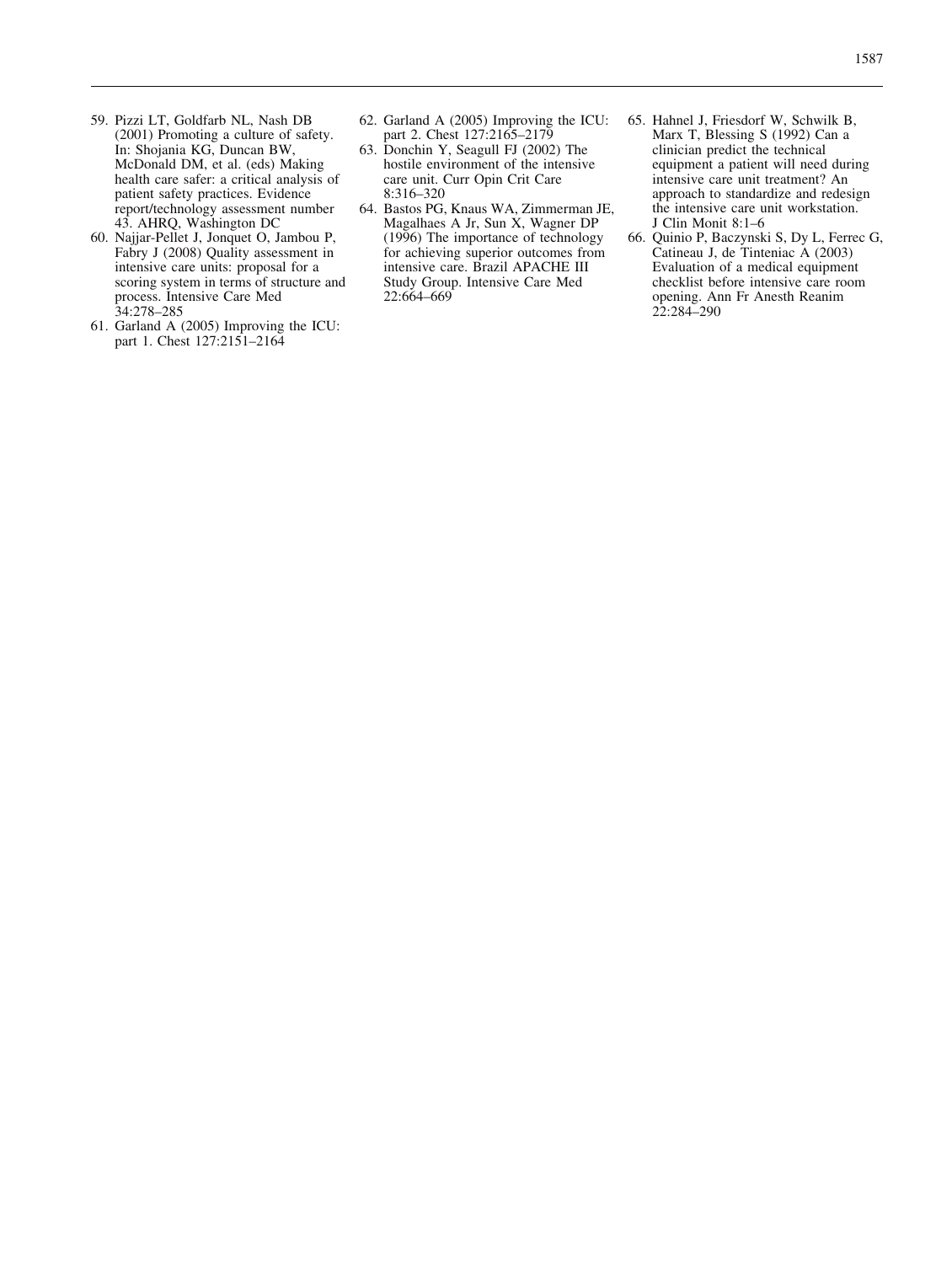59. Pizzi LT, Goldfarb NL, Nash DB (2001) Promoting a culture of safety. In: Shojania KG, Duncan BW, McDonald DM, et al. (eds) Making health care safer: a critical analysis of patient safety practices. Evidence report/technology assessment number 43. AHRQ, Washington DC
60. Najjar-Pellet J, Jonquet O, Jambou P, Fabry J (2008) Quality assessment in intensive care units: proposal for a scoring system in terms of structure and process. Intensive Care Med 34:278–285
61. Garland A (2005) Improving the ICU: part 1. Chest 127:2151–2164
62. Garland A (2005) Improving the ICU: part 2. Chest 127:2165–2179
63. Donchin Y, Seagull FJ (2002) The hostile environment of the intensive care unit. Curr Opin Crit Care 8:316–320
64. Bastos PG, Knaus WA, Zimmerman JE, Magalhaes A Jr, Sun X, Wagner DP (1996) The importance of technology for achieving superior outcomes from intensive care. Brazil APACHE III Study Group. Intensive Care Med 22:664–669
65. Hahnel J, Friesdorf W, Schwilk B, Marx T, Blessing S (1992) Can a clinician predict the technical equipment a patient will need during intensive care unit treatment? An approach to standardize and redesign the intensive care unit workstation. J Clin Monit 8:1–6
66. Quinio P, Baczynski S, Dy L, Ferrec G, Catineau J, de Tinteniac A (2003) Evaluation of a medical equipment checklist before intensive care room opening. Ann Fr Anesth Reanim 22:284–290